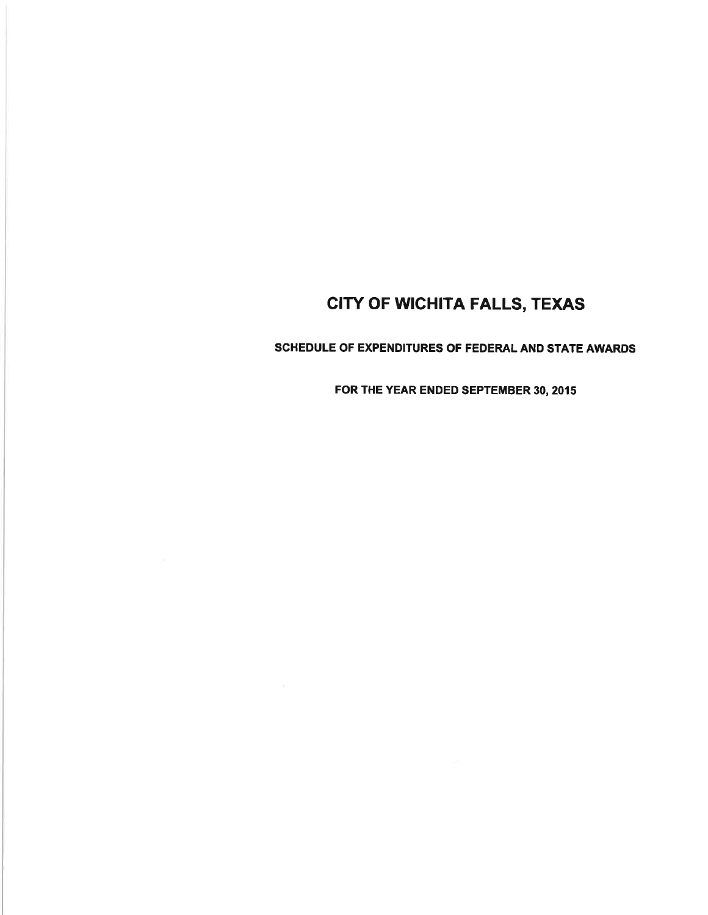# CITY OF WICHITA FALLS, TEXAS

## SCHEDULE OF EXPENDITURES OF FEDERAL AND STATE AWARDS

### FOR THE YEAR ENDED SEPTEMBER 30, 2015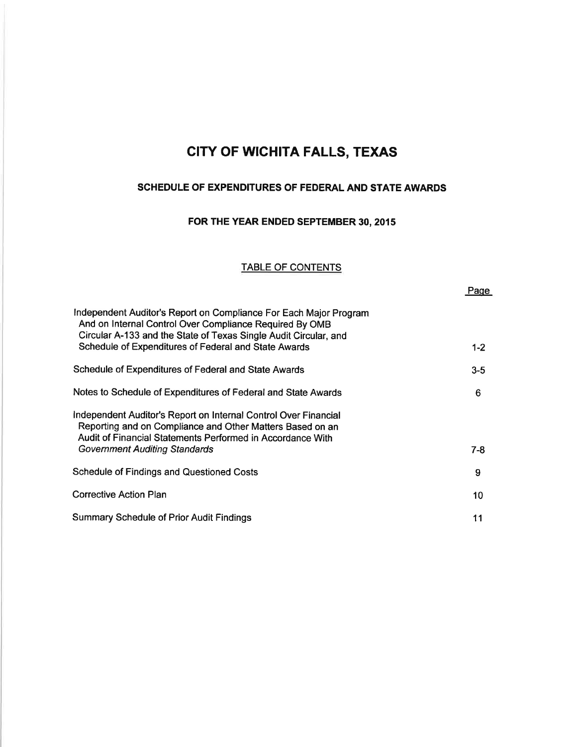# CITY OF WICHITA FALLS, TEXAS

## SCHEDULE OF EXPENDITURES OF FEDERAL AND STATE AWARDS

### FOR THE YEAR ENDED SEPTEMBER 30, 2015

TABLE OF CONTENTS

| | Page |
|---|---|
| Independent Auditor's Report on Compliance For Each Major Program And on Internal Control Over Compliance Required By OMB Circular A-133 and the State of Texas Single Audit Circular, and Schedule of Expenditures of Federal and State Awards | 1-2 |
| Schedule of Expenditures of Federal and State Awards | 3-5 |
| Notes to Schedule of Expenditures of Federal and State Awards | 6 |
| Independent Auditor's Report on Internal Control Over Financial Reporting and on Compliance and Other Matters Based on an Audit of Financial Statements Performed in Accordance With *Government Auditing Standards* | 7-8 |
| Schedule of Findings and Questioned Costs | 9 |
| Corrective Action Plan | 10 |
| Summary Schedule of Prior Audit Findings | 11 |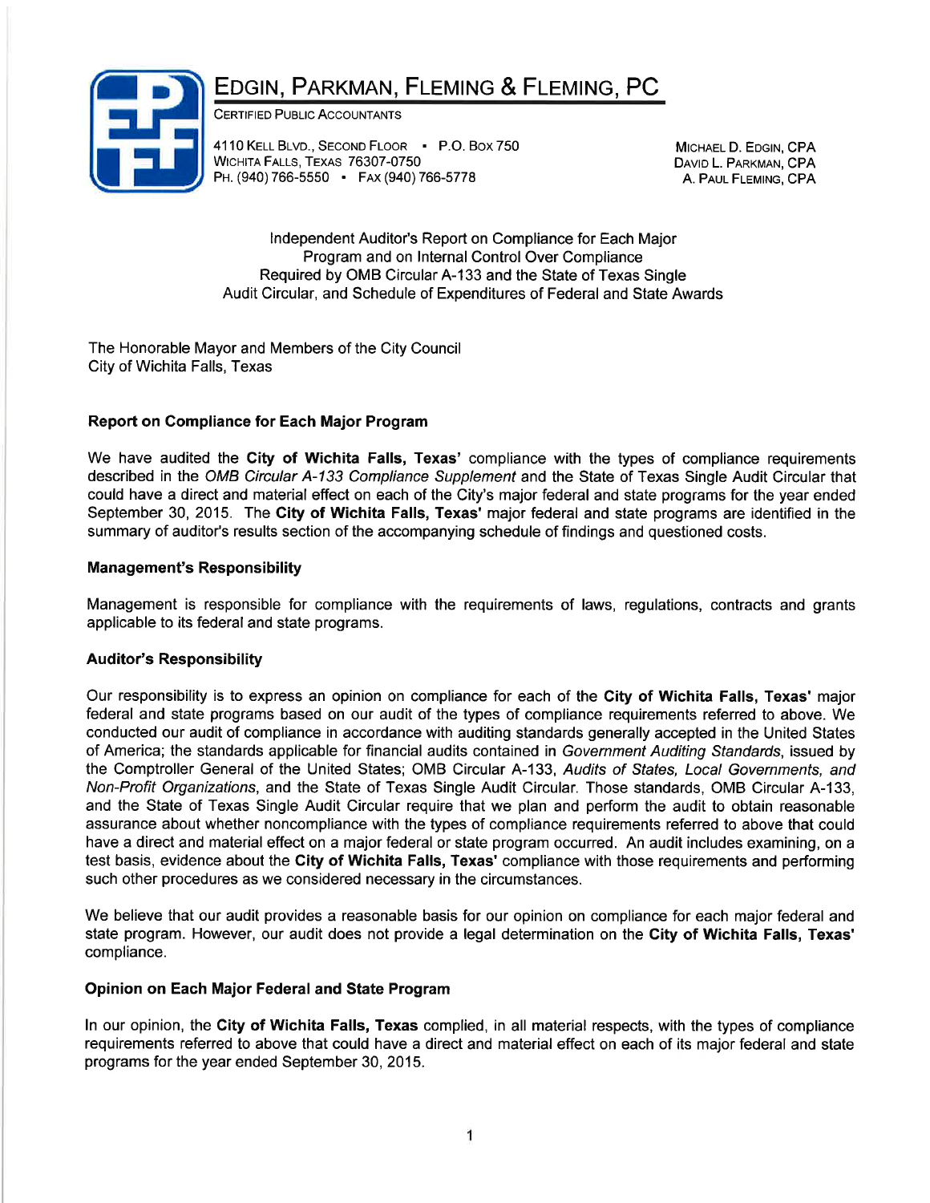# Edgin, Parkman, Fleming & Fleming, PC

Certified Public Accountants

4110 Kell Blvd., Second Floor • P.O. Box 750
Wichita Falls, Texas 76307-0750
Ph. (940) 766-5550 • Fax (940) 766-5778

Michael D. Edgin, CPA
David L. Parkman, CPA
A. Paul Fleming, CPA

Independent Auditor's Report on Compliance for Each Major Program and on Internal Control Over Compliance Required by OMB Circular A-133 and the State of Texas Single Audit Circular, and Schedule of Expenditures of Federal and State Awards

The Honorable Mayor and Members of the City Council
City of Wichita Falls, Texas

**Report on Compliance for Each Major Program**

We have audited the **City of Wichita Falls, Texas'** compliance with the types of compliance requirements described in the *OMB Circular A-133 Compliance Supplement* and the State of Texas Single Audit Circular that could have a direct and material effect on each of the City's major federal and state programs for the year ended September 30, 2015. The **City of Wichita Falls, Texas'** major federal and state programs are identified in the summary of auditor's results section of the accompanying schedule of findings and questioned costs.

**Management's Responsibility**

Management is responsible for compliance with the requirements of laws, regulations, contracts and grants applicable to its federal and state programs.

**Auditor's Responsibility**

Our responsibility is to express an opinion on compliance for each of the **City of Wichita Falls, Texas'** major federal and state programs based on our audit of the types of compliance requirements referred to above. We conducted our audit of compliance in accordance with auditing standards generally accepted in the United States of America; the standards applicable for financial audits contained in *Government Auditing Standards*, issued by the Comptroller General of the United States; OMB Circular A-133, *Audits of States, Local Governments, and Non-Profit Organizations*, and the State of Texas Single Audit Circular. Those standards, OMB Circular A-133, and the State of Texas Single Audit Circular require that we plan and perform the audit to obtain reasonable assurance about whether noncompliance with the types of compliance requirements referred to above that could have a direct and material effect on a major federal or state program occurred. An audit includes examining, on a test basis, evidence about the **City of Wichita Falls, Texas'** compliance with those requirements and performing such other procedures as we considered necessary in the circumstances.

We believe that our audit provides a reasonable basis for our opinion on compliance for each major federal and state program. However, our audit does not provide a legal determination on the **City of Wichita Falls, Texas'** compliance.

**Opinion on Each Major Federal and State Program**

In our opinion, the **City of Wichita Falls, Texas** complied, in all material respects, with the types of compliance requirements referred to above that could have a direct and material effect on each of its major federal and state programs for the year ended September 30, 2015.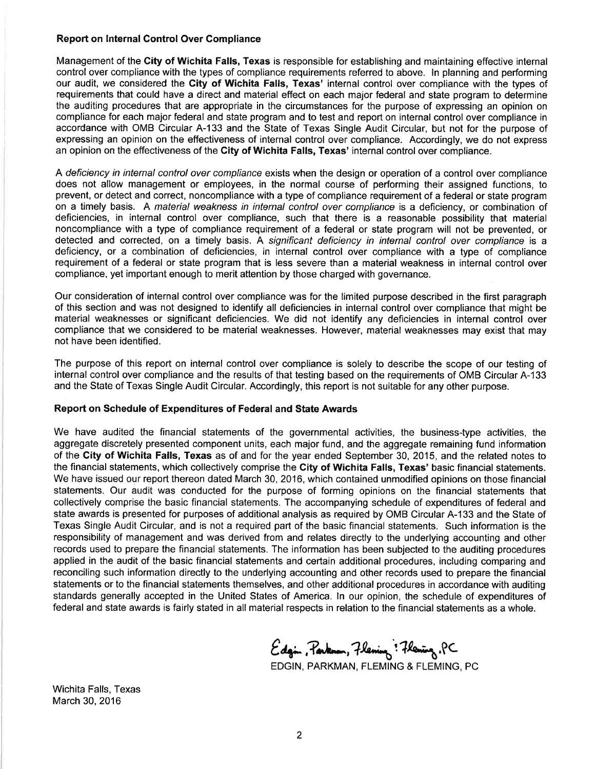### Report on Internal Control Over Compliance

Management of the **City of Wichita Falls, Texas** is responsible for establishing and maintaining effective internal control over compliance with the types of compliance requirements referred to above. In planning and performing our audit, we considered the **City of Wichita Falls, Texas'** internal control over compliance with the types of requirements that could have a direct and material effect on each major federal and state program to determine the auditing procedures that are appropriate in the circumstances for the purpose of expressing an opinion on compliance for each major federal and state program and to test and report on internal control over compliance in accordance with OMB Circular A-133 and the State of Texas Single Audit Circular, but not for the purpose of expressing an opinion on the effectiveness of internal control over compliance. Accordingly, we do not express an opinion on the effectiveness of the **City of Wichita Falls, Texas'** internal control over compliance.

A *deficiency in internal control over compliance* exists when the design or operation of a control over compliance does not allow management or employees, in the normal course of performing their assigned functions, to prevent, or detect and correct, noncompliance with a type of compliance requirement of a federal or state program on a timely basis. A *material weakness in internal control over compliance* is a deficiency, or combination of deficiencies, in internal control over compliance, such that there is a reasonable possibility that material noncompliance with a type of compliance requirement of a federal or state program will not be prevented, or detected and corrected, on a timely basis. A *significant deficiency in internal control over compliance* is a deficiency, or a combination of deficiencies, in internal control over compliance with a type of compliance requirement of a federal or state program that is less severe than a material weakness in internal control over compliance, yet important enough to merit attention by those charged with governance.

Our consideration of internal control over compliance was for the limited purpose described in the first paragraph of this section and was not designed to identify all deficiencies in internal control over compliance that might be material weaknesses or significant deficiencies. We did not identify any deficiencies in internal control over compliance that we considered to be material weaknesses. However, material weaknesses may exist that may not have been identified.

The purpose of this report on internal control over compliance is solely to describe the scope of our testing of internal control over compliance and the results of that testing based on the requirements of OMB Circular A-133 and the State of Texas Single Audit Circular. Accordingly, this report is not suitable for any other purpose.

### Report on Schedule of Expenditures of Federal and State Awards

We have audited the financial statements of the governmental activities, the business-type activities, the aggregate discretely presented component units, each major fund, and the aggregate remaining fund information of the **City of Wichita Falls, Texas** as of and for the year ended September 30, 2015, and the related notes to the financial statements, which collectively comprise the **City of Wichita Falls, Texas'** basic financial statements. We have issued our report thereon dated March 30, 2016, which contained unmodified opinions on those financial statements. Our audit was conducted for the purpose of forming opinions on the financial statements that collectively comprise the basic financial statements. The accompanying schedule of expenditures of federal and state awards is presented for purposes of additional analysis as required by OMB Circular A-133 and the State of Texas Single Audit Circular, and is not a required part of the basic financial statements. Such information is the responsibility of management and was derived from and relates directly to the underlying accounting and other records used to prepare the financial statements. The information has been subjected to the auditing procedures applied in the audit of the basic financial statements and certain additional procedures, including comparing and reconciling such information directly to the underlying accounting and other records used to prepare the financial statements or to the financial statements themselves, and other additional procedures in accordance with auditing standards generally accepted in the United States of America. In our opinion, the schedule of expenditures of federal and state awards is fairly stated in all material respects in relation to the financial statements as a whole.

Edgin, Parkman, Fleming & Fleming, PC

EDGIN, PARKMAN, FLEMING & FLEMING, PC

Wichita Falls, Texas
March 30, 2016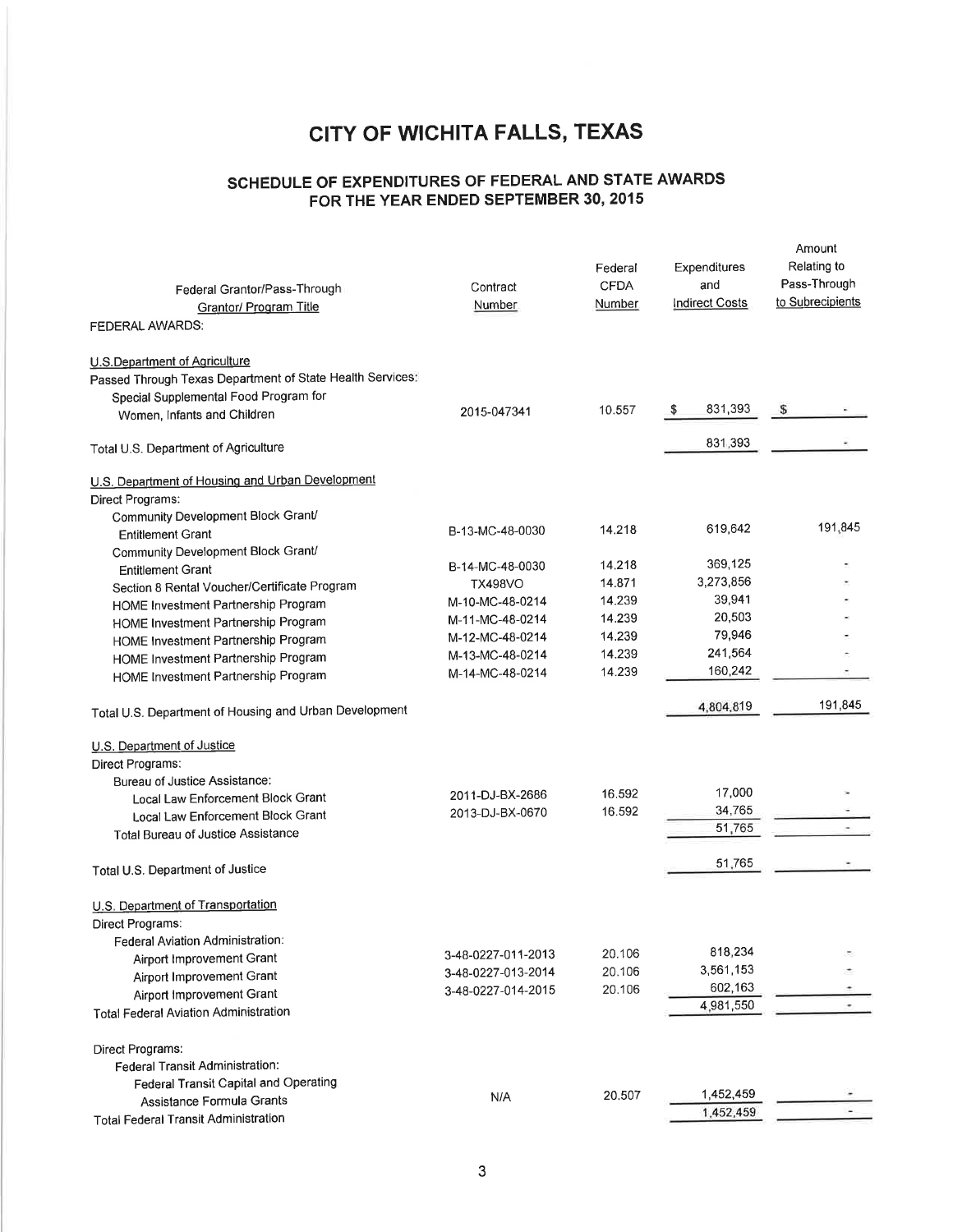# CITY OF WICHITA FALLS, TEXAS

## SCHEDULE OF EXPENDITURES OF FEDERAL AND STATE AWARDS FOR THE YEAR ENDED SEPTEMBER 30, 2015

| Federal Grantor/Pass-Through Grantor/ Program Title | Contract Number | Federal CFDA Number | Expenditures and Indirect Costs | Amount Relating to Pass-Through to Subrecipients |
|---|---|---|---|---|
| FEDERAL AWARDS: | | | | |
| U.S.Department of Agriculture | | | | |
| Passed Through Texas Department of State Health Services: | | | | |
| Special Supplemental Food Program for Women, Infants and Children | 2015-047341 | 10.557 | $ 831,393 | $ - |
| Total U.S. Department of Agriculture | | | 831,393 | - |
| U.S. Department of Housing and Urban Development | | | | |
| Direct Programs: | | | | |
| Community Development Block Grant/ Entitlement Grant | B-13-MC-48-0030 | 14.218 | 619,642 | 191,845 |
| Community Development Block Grant/ Entitlement Grant | B-14-MC-48-0030 | 14.218 | 369,125 | - |
| Section 8 Rental Voucher/Certificate Program | TX498VO | 14.871 | 3,273,856 | - |
| HOME Investment Partnership Program | M-10-MC-48-0214 | 14.239 | 39,941 | - |
| HOME Investment Partnership Program | M-11-MC-48-0214 | 14.239 | 20,503 | - |
| HOME Investment Partnership Program | M-12-MC-48-0214 | 14.239 | 79,946 | - |
| HOME Investment Partnership Program | M-13-MC-48-0214 | 14.239 | 241,564 | - |
| HOME Investment Partnership Program | M-14-MC-48-0214 | 14.239 | 160,242 | - |
| Total U.S. Department of Housing and Urban Development | | | 4,804,819 | 191,845 |
| U.S. Department of Justice | | | | |
| Direct Programs: | | | | |
| Bureau of Justice Assistance: | | | | |
| Local Law Enforcement Block Grant | 2011-DJ-BX-2686 | 16.592 | 17,000 | - |
| Local Law Enforcement Block Grant | 2013-DJ-BX-0670 | 16.592 | 34,765 | - |
| Total Bureau of Justice Assistance | | | 51,765 | - |
| Total U.S. Department of Justice | | | 51,765 | - |
| U.S. Department of Transportation | | | | |
| Direct Programs: | | | | |
| Federal Aviation Administration: | | | | |
| Airport Improvement Grant | 3-48-0227-011-2013 | 20.106 | 818,234 | - |
| Airport Improvement Grant | 3-48-0227-013-2014 | 20.106 | 3,561,153 | - |
| Airport Improvement Grant | 3-48-0227-014-2015 | 20.106 | 602,163 | - |
| Total Federal Aviation Administration | | | 4,981,550 | - |
| Direct Programs: | | | | |
| Federal Transit Administration: | | | | |
| Federal Transit Capital and Operating Assistance Formula Grants | N/A | 20.507 | 1,452,459 | - |
| Total Federal Transit Administration | | | 1,452,459 | - |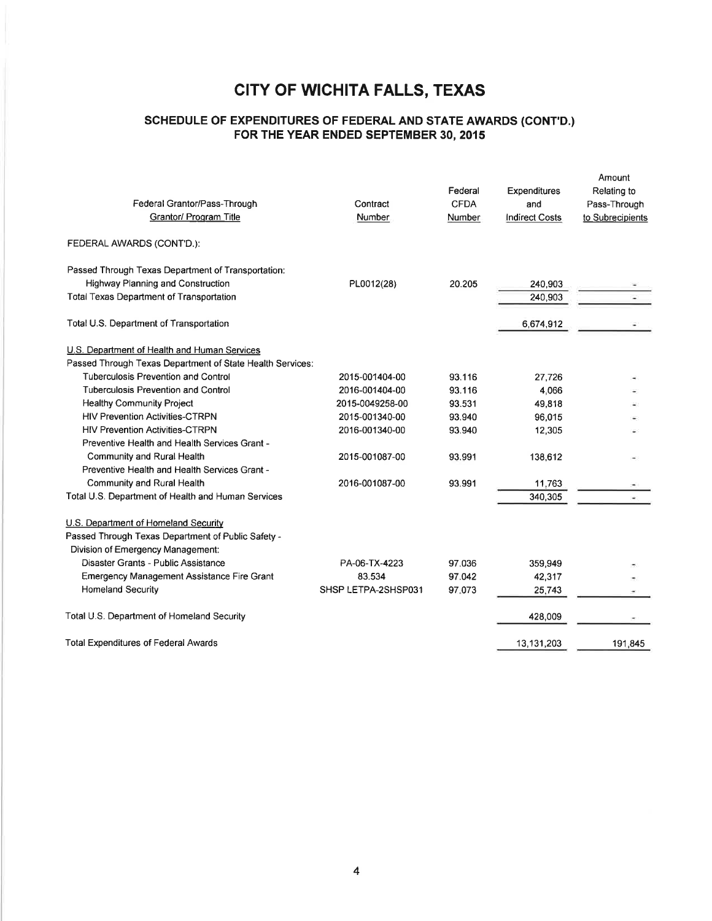# CITY OF WICHITA FALLS, TEXAS

## SCHEDULE OF EXPENDITURES OF FEDERAL AND STATE AWARDS (CONT'D.) FOR THE YEAR ENDED SEPTEMBER 30, 2015

| Federal Grantor/Pass-Through Grantor/ Program Title | Contract Number | Federal CFDA Number | Expenditures and Indirect Costs | Amount Relating to Pass-Through to Subrecipients |
|---|---|---|---|---|
| FEDERAL AWARDS (CONT'D.): | | | | |
| Passed Through Texas Department of Transportation: | | | | |
| Highway Planning and Construction | PL0012(28) | 20.205 | 240,903 | - |
| Total Texas Department of Transportation | | | 240,903 | - |
| Total U.S. Department of Transportation | | | 6,674,912 | - |
| U.S. Department of Health and Human Services | | | | |
| Passed Through Texas Department of State Health Services: | | | | |
| Tuberculosis Prevention and Control | 2015-001404-00 | 93.116 | 27,726 | - |
| Tuberculosis Prevention and Control | 2016-001404-00 | 93.116 | 4,066 | - |
| Healthy Community Project | 2015-0049258-00 | 93.531 | 49,818 | - |
| HIV Prevention Activities-CTRPN | 2015-001340-00 | 93.940 | 96,015 | - |
| HIV Prevention Activities-CTRPN | 2016-001340-00 | 93.940 | 12,305 | - |
| Preventive Health and Health Services Grant - Community and Rural Health | 2015-001087-00 | 93.991 | 138,612 | - |
| Preventive Health and Health Services Grant - Community and Rural Health | 2016-001087-00 | 93.991 | 11,763 | - |
| Total U.S. Department of Health and Human Services | | | 340,305 | - |
| U.S. Department of Homeland Security | | | | |
| Passed Through Texas Department of Public Safety - Division of Emergency Management: | | | | |
| Disaster Grants - Public Assistance | PA-06-TX-4223 | 97.036 | 359,949 | - |
| Emergency Management Assistance Fire Grant | 83.534 | 97.042 | 42,317 | - |
| Homeland Security | SHSP LETPA-2SHSP031 | 97.073 | 25,743 | - |
| Total U.S. Department of Homeland Security | | | 428,009 | - |
| Total Expenditures of Federal Awards | | | 13,131,203 | 191,845 |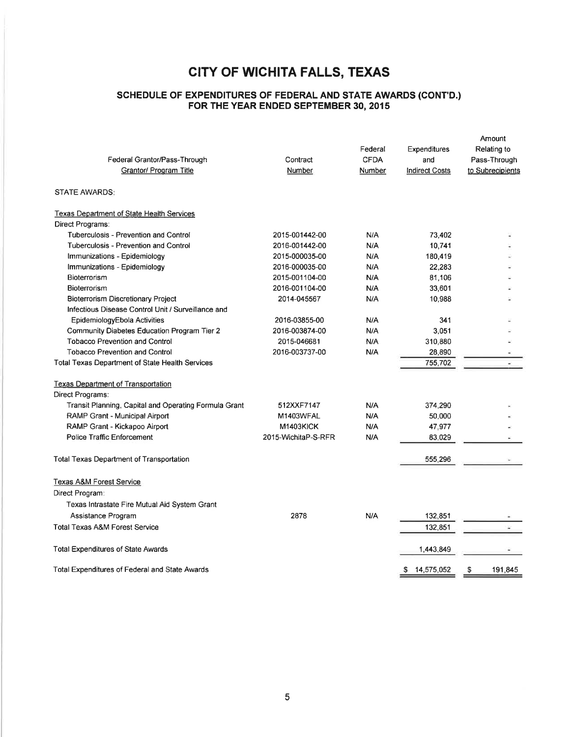# CITY OF WICHITA FALLS, TEXAS

## SCHEDULE OF EXPENDITURES OF FEDERAL AND STATE AWARDS (CONT'D.)
## FOR THE YEAR ENDED SEPTEMBER 30, 2015

| Federal Grantor/Pass-Through Grantor/ Program Title | Contract Number | Federal CFDA Number | Expenditures and Indirect Costs | Amount Relating to Pass-Through to Subrecipients |
|---|---|---|---|---|
| STATE AWARDS: | | | | |
| Texas Department of State Health Services | | | | |
| Direct Programs: | | | | |
| Tuberculosis - Prevention and Control | 2015-001442-00 | N/A | 73,402 | - |
| Tuberculosis - Prevention and Control | 2016-001442-00 | N/A | 10,741 | - |
| Immunizations - Epidemiology | 2015-000035-00 | N/A | 180,419 | - |
| Immunizations - Epidemiology | 2016-000035-00 | N/A | 22,283 | - |
| Bioterrorism | 2015-001104-00 | N/A | 81,106 | - |
| Bioterrorism | 2016-001104-00 | N/A | 33,601 | - |
| Bioterrorism Discretionary Project | 2014-045567 | N/A | 10,988 | - |
| Infectious Disease Control Unit / Surveillance and EpidemiologyEbola Activities | 2016-03855-00 | N/A | 341 | - |
| Community Diabetes Education Program Tier 2 | 2016-003874-00 | N/A | 3,051 | - |
| Tobacco Prevention and Control | 2015-046681 | N/A | 310,880 | - |
| Tobacco Prevention and Control | 2016-003737-00 | N/A | 28,890 | - |
| Total Texas Department of State Health Services | | | 755,702 | - |
| Texas Department of Transportation | | | | |
| Direct Programs: | | | | |
| Transit Planning, Capital and Operating Formula Grant | 512XXF7147 | N/A | 374,290 | - |
| RAMP Grant - Municipal Airport | M1403WFAL | N/A | 50,000 | - |
| RAMP Grant - Kickapoo Airport | M1403KICK | N/A | 47,977 | - |
| Police Traffic Enforcement | 2015-WichitaP-S-RFR | N/A | 83,029 | - |
| Total Texas Department of Transportation | | | 555,296 | - |
| Texas A&M Forest Service | | | | |
| Direct Program: | | | | |
| Texas Intrastate Fire Mutual Aid System Grant Assistance Program | 2878 | N/A | 132,851 | - |
| Total Texas A&M Forest Service | | | 132,851 | - |
| Total Expenditures of State Awards | | | 1,443,849 | - |
| Total Expenditures of Federal and State Awards | | | $ 14,575,052 | $ 191,845 |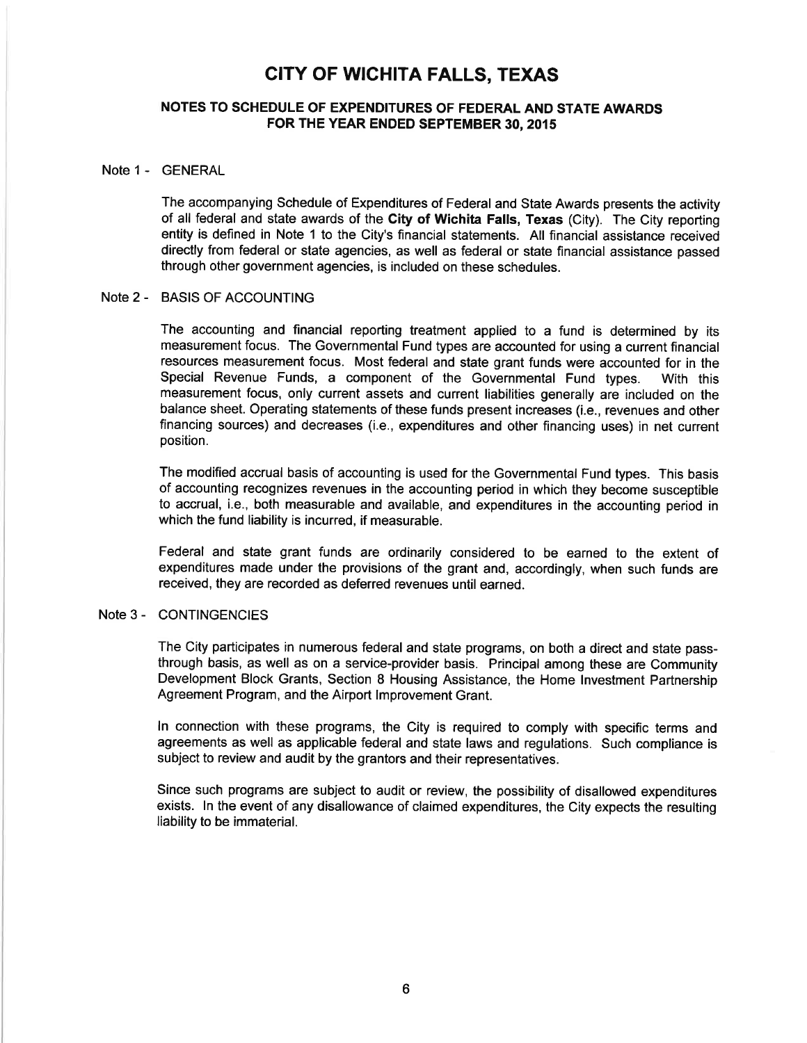# CITY OF WICHITA FALLS, TEXAS

## NOTES TO SCHEDULE OF EXPENDITURES OF FEDERAL AND STATE AWARDS FOR THE YEAR ENDED SEPTEMBER 30, 2015

### Note 1 - GENERAL

The accompanying Schedule of Expenditures of Federal and State Awards presents the activity of all federal and state awards of the **City of Wichita Falls, Texas** (City). The City reporting entity is defined in Note 1 to the City's financial statements. All financial assistance received directly from federal or state agencies, as well as federal or state financial assistance passed through other government agencies, is included on these schedules.

### Note 2 - BASIS OF ACCOUNTING

The accounting and financial reporting treatment applied to a fund is determined by its measurement focus. The Governmental Fund types are accounted for using a current financial resources measurement focus. Most federal and state grant funds were accounted for in the Special Revenue Funds, a component of the Governmental Fund types. With this measurement focus, only current assets and current liabilities generally are included on the balance sheet. Operating statements of these funds present increases (i.e., revenues and other financing sources) and decreases (i.e., expenditures and other financing uses) in net current position.

The modified accrual basis of accounting is used for the Governmental Fund types. This basis of accounting recognizes revenues in the accounting period in which they become susceptible to accrual, i.e., both measurable and available, and expenditures in the accounting period in which the fund liability is incurred, if measurable.

Federal and state grant funds are ordinarily considered to be earned to the extent of expenditures made under the provisions of the grant and, accordingly, when such funds are received, they are recorded as deferred revenues until earned.

### Note 3 - CONTINGENCIES

The City participates in numerous federal and state programs, on both a direct and state pass-through basis, as well as on a service-provider basis. Principal among these are Community Development Block Grants, Section 8 Housing Assistance, the Home Investment Partnership Agreement Program, and the Airport Improvement Grant.

In connection with these programs, the City is required to comply with specific terms and agreements as well as applicable federal and state laws and regulations. Such compliance is subject to review and audit by the grantors and their representatives.

Since such programs are subject to audit or review, the possibility of disallowed expenditures exists. In the event of any disallowance of claimed expenditures, the City expects the resulting liability to be immaterial.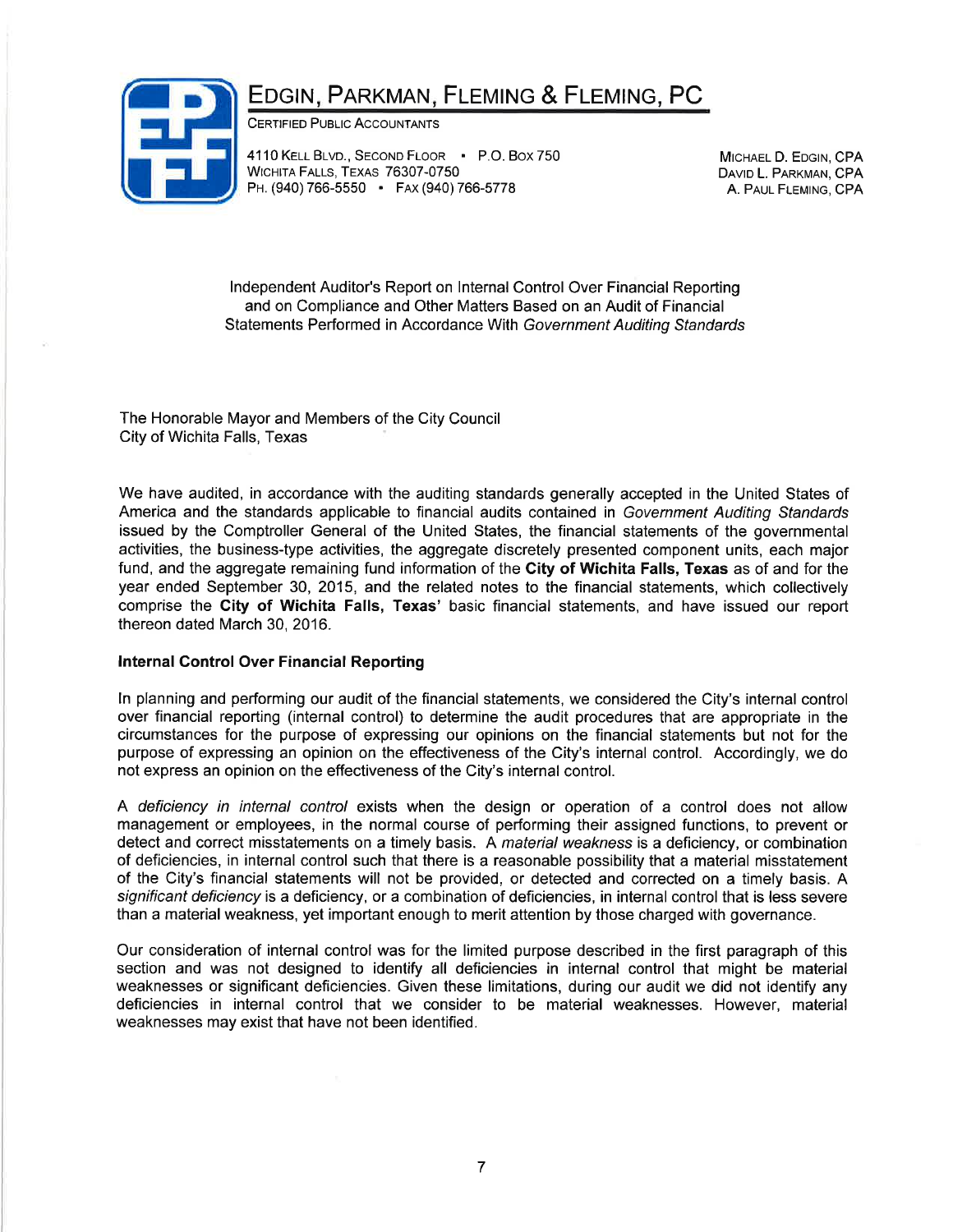# Edgin, Parkman, Fleming & Fleming, PC

Certified Public Accountants

4110 Kell Blvd., Second Floor • P.O. Box 750
Wichita Falls, Texas 76307-0750
Ph. (940) 766-5550 • Fax (940) 766-5778

Michael D. Edgin, CPA
David L. Parkman, CPA
A. Paul Fleming, CPA

## Independent Auditor's Report on Internal Control Over Financial Reporting and on Compliance and Other Matters Based on an Audit of Financial Statements Performed in Accordance With *Government Auditing Standards*

The Honorable Mayor and Members of the City Council
City of Wichita Falls, Texas

We have audited, in accordance with the auditing standards generally accepted in the United States of America and the standards applicable to financial audits contained in *Government Auditing Standards* issued by the Comptroller General of the United States, the financial statements of the governmental activities, the business-type activities, the aggregate discretely presented component units, each major fund, and the aggregate remaining fund information of the **City of Wichita Falls, Texas** as of and for the year ended September 30, 2015, and the related notes to the financial statements, which collectively comprise the **City of Wichita Falls, Texas'** basic financial statements, and have issued our report thereon dated March 30, 2016.

### Internal Control Over Financial Reporting

In planning and performing our audit of the financial statements, we considered the City's internal control over financial reporting (internal control) to determine the audit procedures that are appropriate in the circumstances for the purpose of expressing our opinions on the financial statements but not for the purpose of expressing an opinion on the effectiveness of the City's internal control. Accordingly, we do not express an opinion on the effectiveness of the City's internal control.

A *deficiency in internal control* exists when the design or operation of a control does not allow management or employees, in the normal course of performing their assigned functions, to prevent or detect and correct misstatements on a timely basis. A *material weakness* is a deficiency, or combination of deficiencies, in internal control such that there is a reasonable possibility that a material misstatement of the City's financial statements will not be provided, or detected and corrected on a timely basis. A *significant deficiency* is a deficiency, or a combination of deficiencies, in internal control that is less severe than a material weakness, yet important enough to merit attention by those charged with governance.

Our consideration of internal control was for the limited purpose described in the first paragraph of this section and was not designed to identify all deficiencies in internal control that might be material weaknesses or significant deficiencies. Given these limitations, during our audit we did not identify any deficiencies in internal control that we consider to be material weaknesses. However, material weaknesses may exist that have not been identified.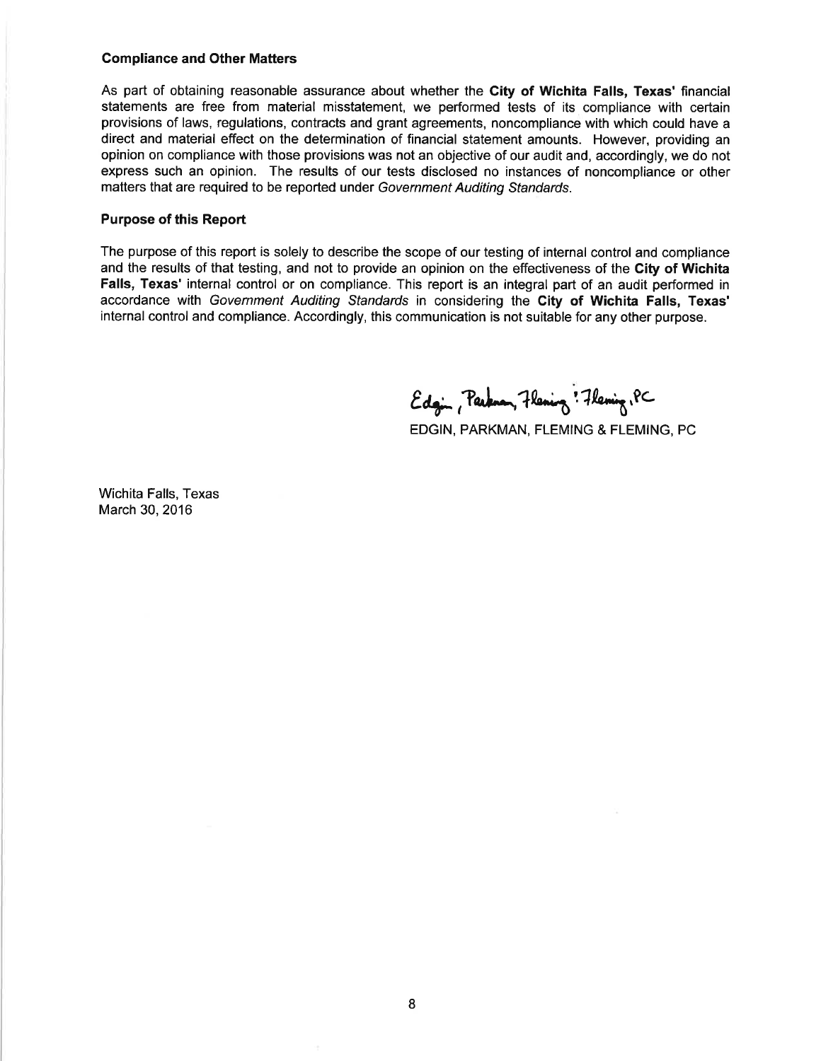### Compliance and Other Matters

As part of obtaining reasonable assurance about whether the **City of Wichita Falls, Texas'** financial statements are free from material misstatement, we performed tests of its compliance with certain provisions of laws, regulations, contracts and grant agreements, noncompliance with which could have a direct and material effect on the determination of financial statement amounts. However, providing an opinion on compliance with those provisions was not an objective of our audit and, accordingly, we do not express such an opinion. The results of our tests disclosed no instances of noncompliance or other matters that are required to be reported under *Government Auditing Standards*.

### Purpose of this Report

The purpose of this report is solely to describe the scope of our testing of internal control and compliance and the results of that testing, and not to provide an opinion on the effectiveness of the **City of Wichita Falls, Texas'** internal control or on compliance. This report is an integral part of an audit performed in accordance with *Government Auditing Standards* in considering the **City of Wichita Falls, Texas'** internal control and compliance. Accordingly, this communication is not suitable for any other purpose.

Edgin, Parkman, Fleming & Fleming, PC

EDGIN, PARKMAN, FLEMING & FLEMING, PC

Wichita Falls, Texas
March 30, 2016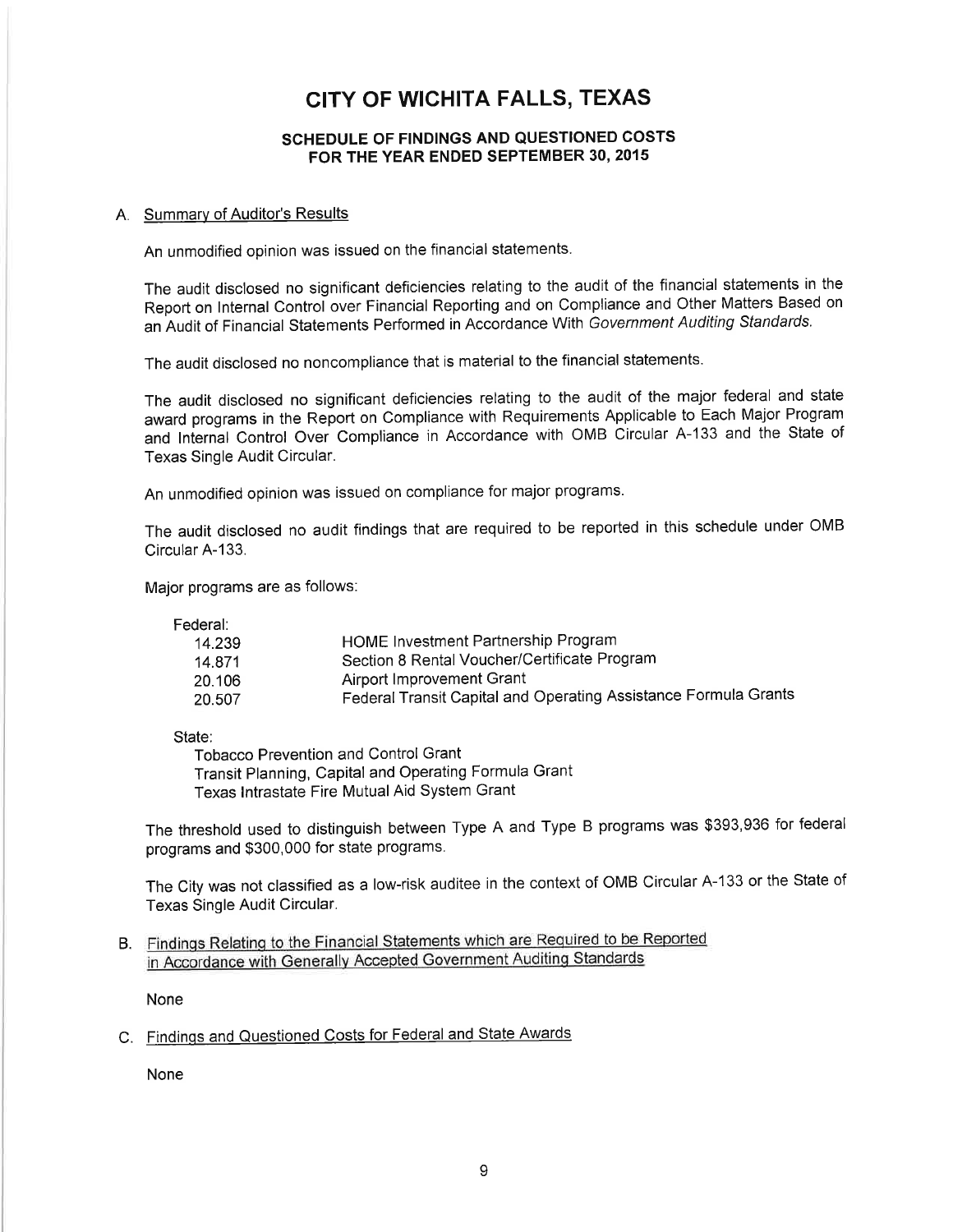# CITY OF WICHITA FALLS, TEXAS

## SCHEDULE OF FINDINGS AND QUESTIONED COSTS
## FOR THE YEAR ENDED SEPTEMBER 30, 2015

### A. Summary of Auditor's Results

An unmodified opinion was issued on the financial statements.

The audit disclosed no significant deficiencies relating to the audit of the financial statements in the Report on Internal Control over Financial Reporting and on Compliance and Other Matters Based on an Audit of Financial Statements Performed in Accordance With *Government Auditing Standards.*

The audit disclosed no noncompliance that is material to the financial statements.

The audit disclosed no significant deficiencies relating to the audit of the major federal and state award programs in the Report on Compliance with Requirements Applicable to Each Major Program and Internal Control Over Compliance in Accordance with OMB Circular A-133 and the State of Texas Single Audit Circular.

An unmodified opinion was issued on compliance for major programs.

The audit disclosed no audit findings that are required to be reported in this schedule under OMB Circular A-133.

Major programs are as follows:

Federal:

| | |
|---|---|
| 14.239 | HOME Investment Partnership Program |
| 14.871 | Section 8 Rental Voucher/Certificate Program |
| 20.106 | Airport Improvement Grant |
| 20.507 | Federal Transit Capital and Operating Assistance Formula Grants |

State:

Tobacco Prevention and Control Grant
Transit Planning, Capital and Operating Formula Grant
Texas Intrastate Fire Mutual Aid System Grant

The threshold used to distinguish between Type A and Type B programs was $393,936 for federal programs and $300,000 for state programs.

The City was not classified as a low-risk auditee in the context of OMB Circular A-133 or the State of Texas Single Audit Circular.

### B. Findings Relating to the Financial Statements which are Required to be Reported in Accordance with Generally Accepted Government Auditing Standards

None

### C. Findings and Questioned Costs for Federal and State Awards

None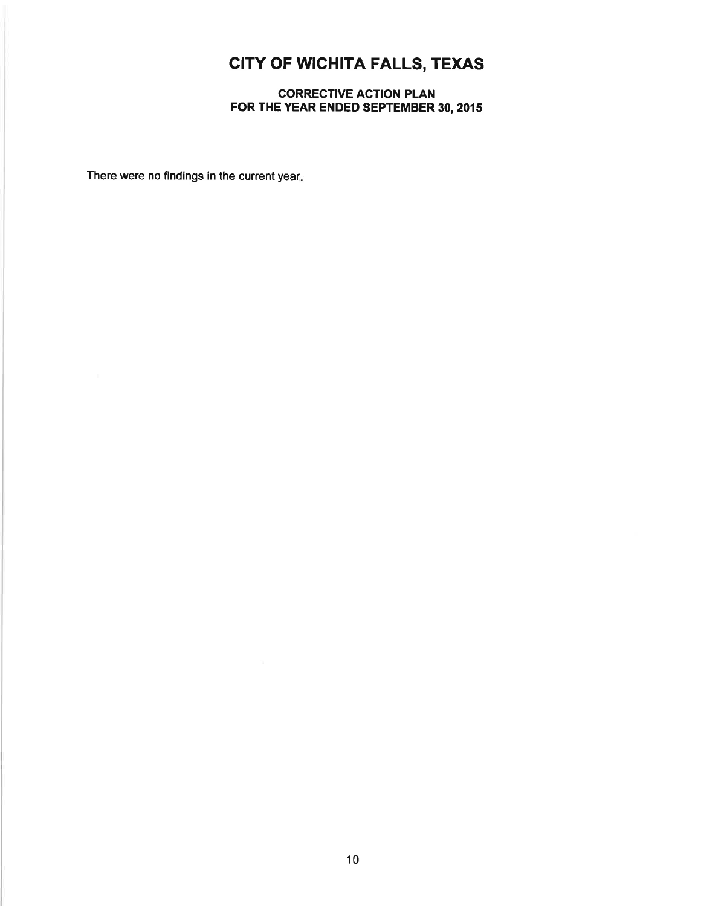# CITY OF WICHITA FALLS, TEXAS

## CORRECTIVE ACTION PLAN
## FOR THE YEAR ENDED SEPTEMBER 30, 2015

There were no findings in the current year.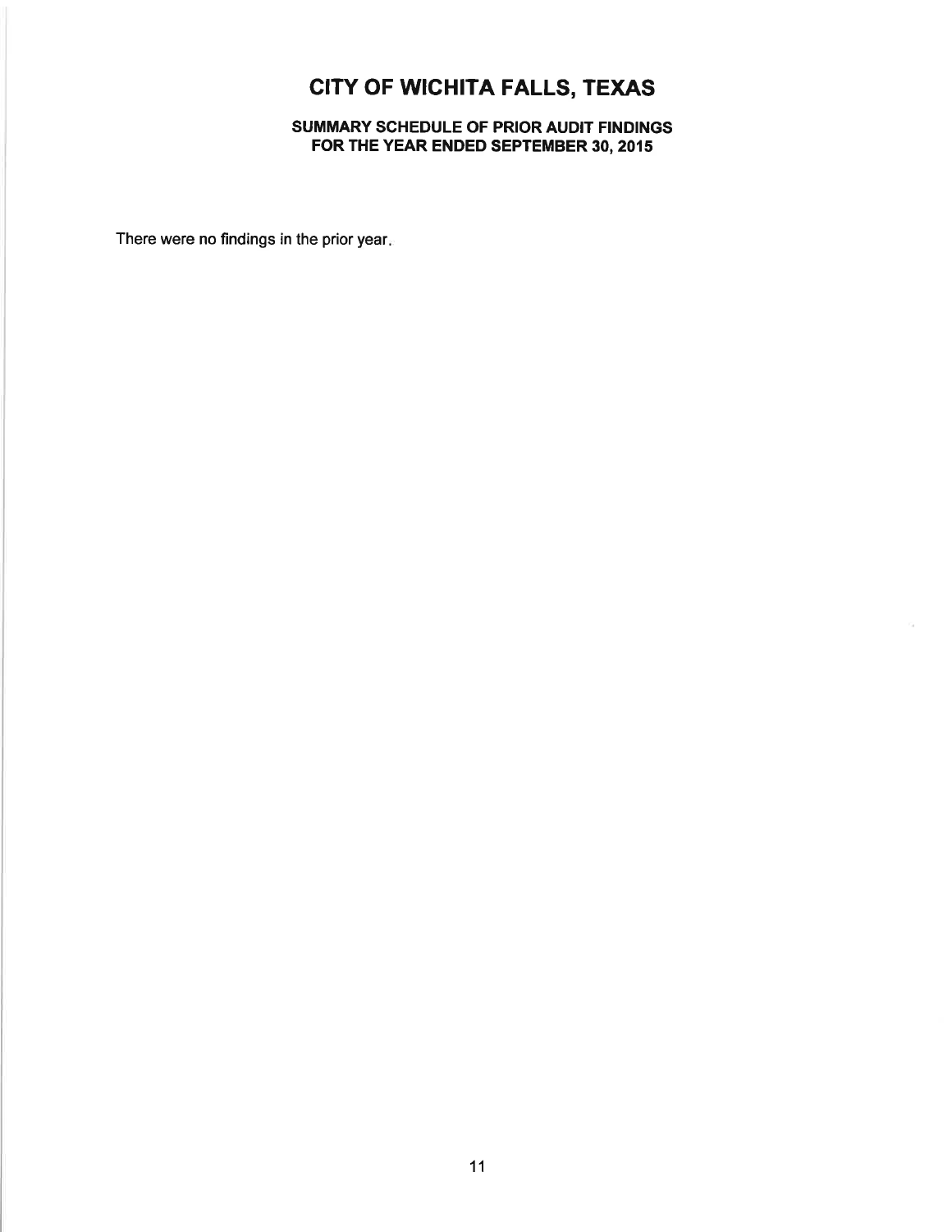# CITY OF WICHITA FALLS, TEXAS

## SUMMARY SCHEDULE OF PRIOR AUDIT FINDINGS
## FOR THE YEAR ENDED SEPTEMBER 30, 2015

There were no findings in the prior year.